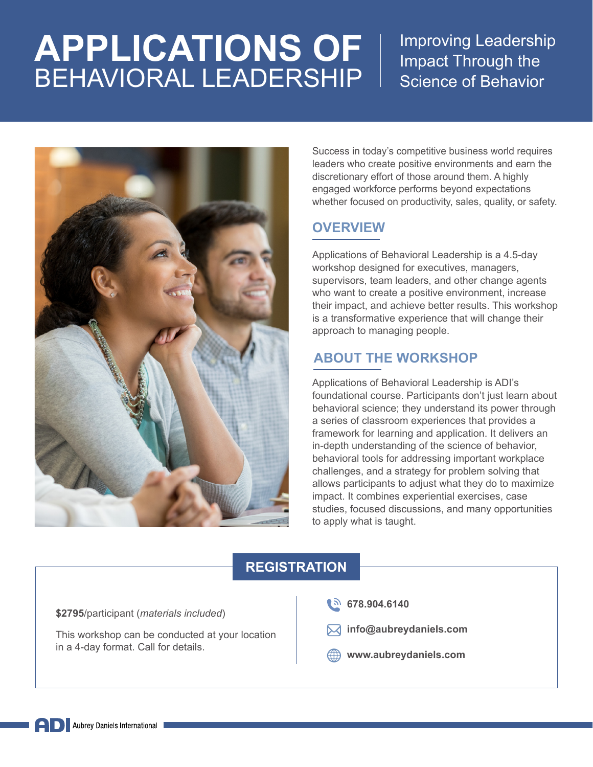# APPLICATIONS OF BEHAVIORAL LEADERSHIP

Improving Leadership Impact Through the Science of Behavior

Success in today's competitive business world requires leaders who create positive environments and earn the discretionary effort of those around them. A highly engaged workforce performs beyond expectations whether focused on productivity, sales, quality, or safety.

## OVERVIEW

Applications of Behavioral Leadership is a 4.5-day workshop designed for executives, managers, supervisors, team leaders, and other change agents who want to create a positive environment, increase their impact, and achieve better results. This workshop is a transformative experience that will change their approach to managing people.

## ABOUT THE WORKSHOP

Applications of Behavioral Leadership is ADI's foundational course. Participants don't just learn about behavioral science; they understand its power through a series of classroom experiences that provides a framework for learning and application. It delivers an in-depth understanding of the science of behavior, behavioral tools for addressing important workplace challenges, and a strategy for problem solving that allows participants to adjust what they do to maximize impact. It combines experiential exercises, case studies, focused discussions, and many opportunities to apply what is taught.

## REGISTRATION

**$2795**/participant (*materials included*)

This workshop can be conducted at your location in a 4-day format. Call for details.

**678.904.6140**

**info@aubreydaniels.com**

**www.aubreydaniels.com**

ADI Aubrey Daniels International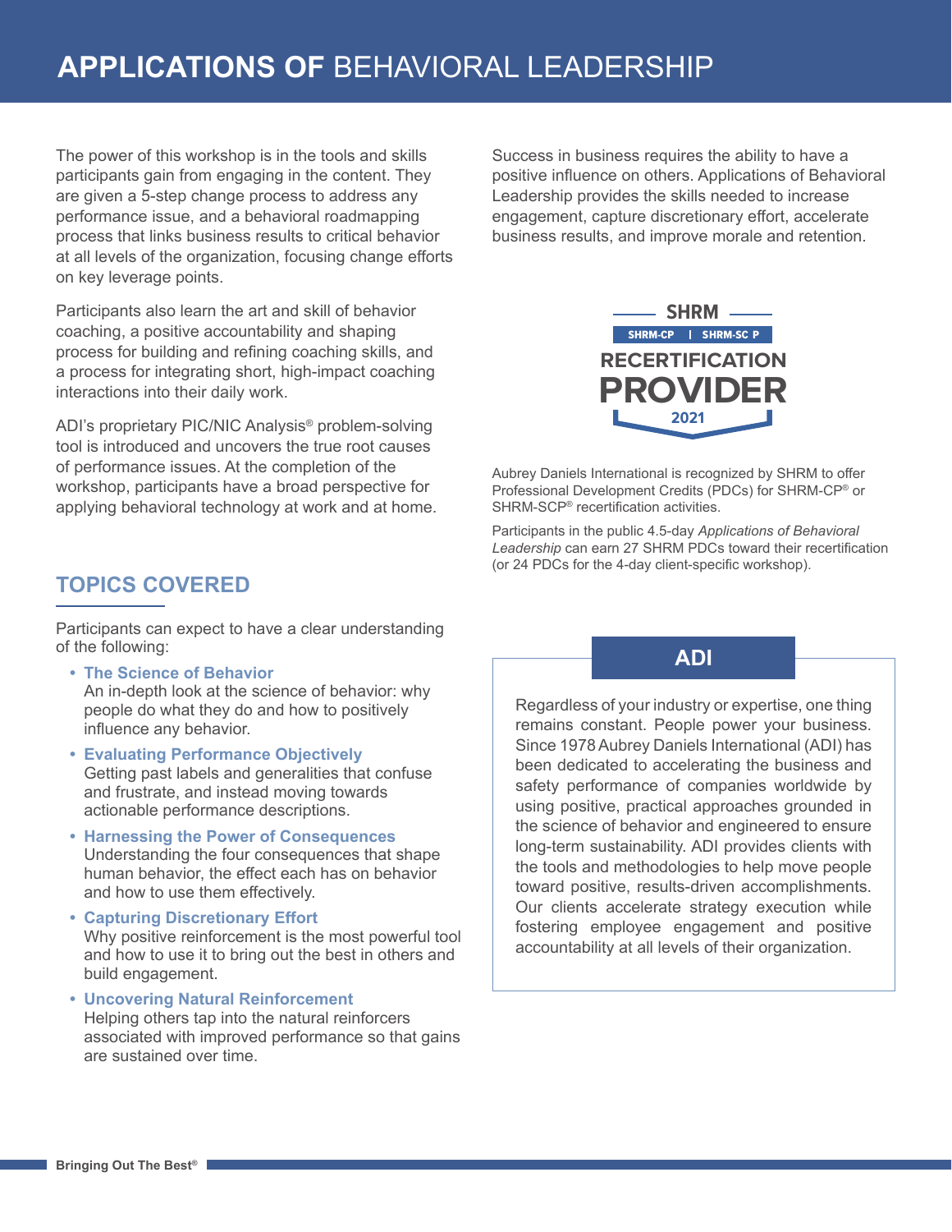# **APPLICATIONS OF** BEHAVIORAL LEADERSHIP

The power of this workshop is in the tools and skills participants gain from engaging in the content. They are given a 5-step change process to address any performance issue, and a behavioral roadmapping process that links business results to critical behavior at all levels of the organization, focusing change efforts on key leverage points.

Participants also learn the art and skill of behavior coaching, a positive accountability and shaping process for building and refining coaching skills, and a process for integrating short, high-impact coaching interactions into their daily work.

ADI's proprietary PIC/NIC Analysis® problem-solving tool is introduced and uncovers the true root causes of performance issues. At the completion of the workshop, participants have a broad perspective for applying behavioral technology at work and at home.

## TOPICS COVERED

Participants can expect to have a clear understanding of the following:

- **The Science of Behavior**
  An in-depth look at the science of behavior: why people do what they do and how to positively influence any behavior.
- **Evaluating Performance Objectively**
  Getting past labels and generalities that confuse and frustrate, and instead moving towards actionable performance descriptions.
- **Harnessing the Power of Consequences**
  Understanding the four consequences that shape human behavior, the effect each has on behavior and how to use them effectively.
- **Capturing Discretionary Effort**
  Why positive reinforcement is the most powerful tool and how to use it to bring out the best in others and build engagement.
- **Uncovering Natural Reinforcement**
  Helping others tap into the natural reinforcers associated with improved performance so that gains are sustained over time.

Success in business requires the ability to have a positive influence on others. Applications of Behavioral Leadership provides the skills needed to increase engagement, capture discretionary effort, accelerate business results, and improve morale and retention.

SHRM
SHRM-CP | SHRM-SCP
RECERTIFICATION
PROVIDER
2021

Aubrey Daniels International is recognized by SHRM to offer Professional Development Credits (PDCs) for SHRM-CP® or SHRM-SCP® recertification activities.

Participants in the public 4.5-day *Applications of Behavioral Leadership* can earn 27 SHRM PDCs toward their recertification (or 24 PDCs for the 4-day client-specific workshop).

## ADI

Regardless of your industry or expertise, one thing remains constant. People power your business. Since 1978 Aubrey Daniels International (ADI) has been dedicated to accelerating the business and safety performance of companies worldwide by using positive, practical approaches grounded in the science of behavior and engineered to ensure long-term sustainability. ADI provides clients with the tools and methodologies to help move people toward positive, results-driven accomplishments. Our clients accelerate strategy execution while fostering employee engagement and positive accountability at all levels of their organization.